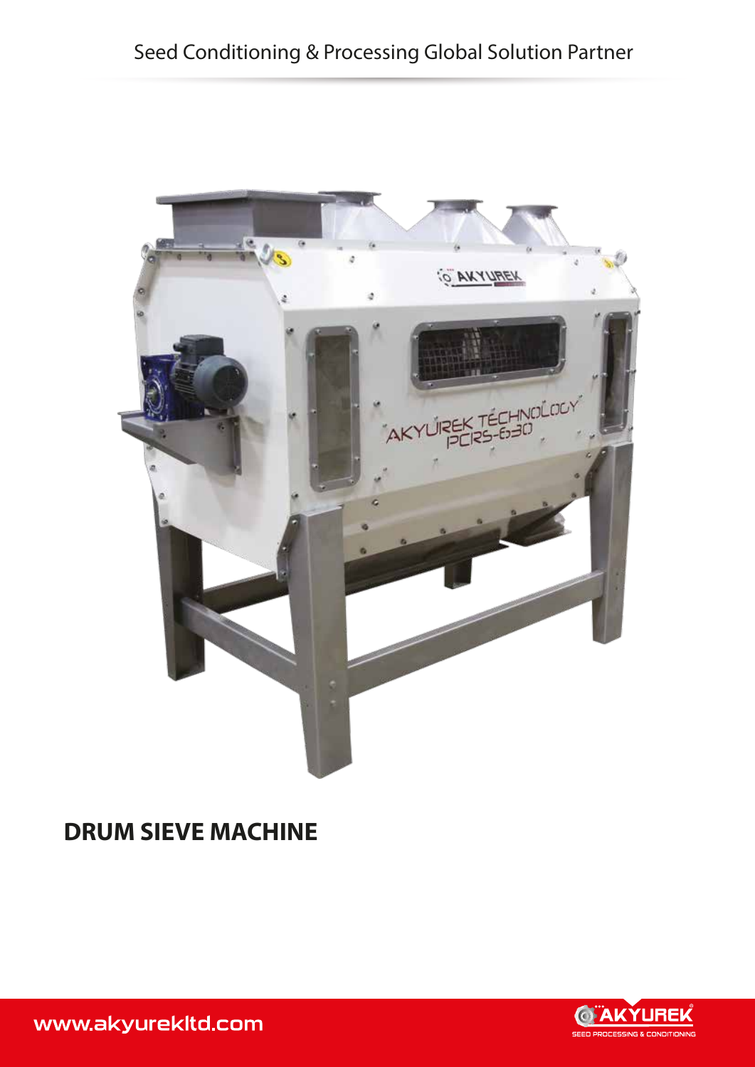Seed Conditioning & Processing Global Solution Partner

# DRUM SIEVE MACHINE

www.akyurekltd.com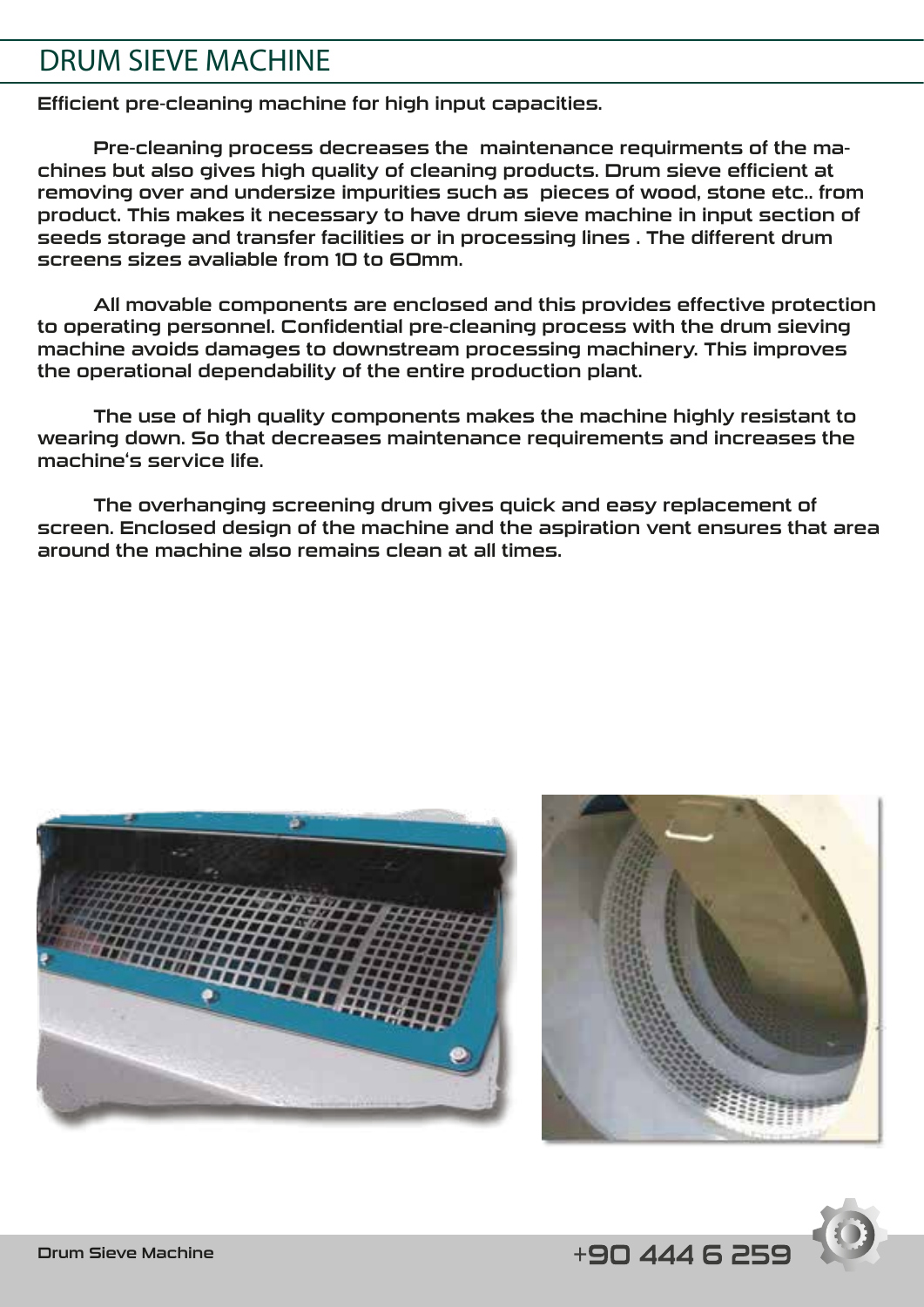# DRUM SIEVE MACHINE

**Efficient pre-cleaning machine for high input capacities.**

Pre-cleaning process decreases the maintenance requirments of the machines but also gives high quality of cleaning products. Drum sieve efficient at removing over and undersize impurities such as pieces of wood, stone etc.. from product. This makes it necessary to have drum sieve machine in input section of seeds storage and transfer facilities or in processing lines . The different drum screens sizes avaliable from 10 to 60mm.

All movable components are enclosed and this provides effective protection to operating personnel. Confidential pre-cleaning process with the drum sieving machine avoids damages to downstream processing machinery. This improves the operational dependability of the entire production plant.

The use of high quality components makes the machine highly resistant to wearing down. So that decreases maintenance requirements and increases the machine's service life.

The overhanging screening drum gives quick and easy replacement of screen. Enclosed design of the machine and the aspiration vent ensures that area around the machine also remains clean at all times.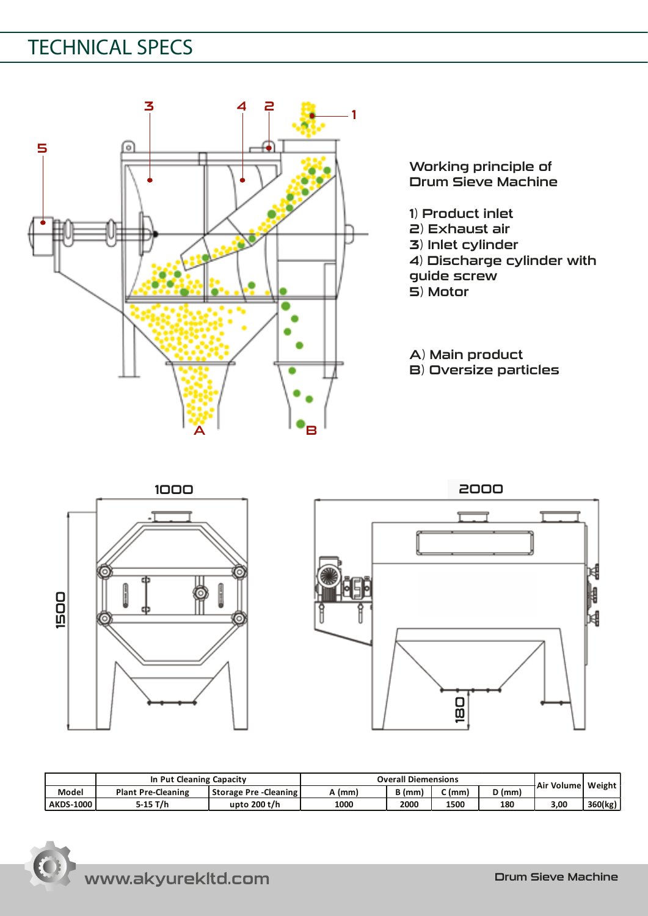# TECHNICAL SPECS

Working principle of Drum Sieve Machine

1) Product inlet
2) Exhaust air
3) Inlet cylinder
4) Discharge cylinder with guide screw
5) Motor

A) Main product
B) Oversize particles

| Model | In Put Cleaning Capacity | | Overall Diemensions | | | | Air Volume | Weight |
|---|---|---|---|---|---|---|---|---|
| | Plant Pre-Cleaning | Storage Pre -Cleaning | A (mm) | B (mm) | C (mm) | D (mm) | | |
| AKDS-1000 | 5-15 T/h | upto 200 t/h | 1000 | 2000 | 1500 | 180 | 3,00 | 360(kg) |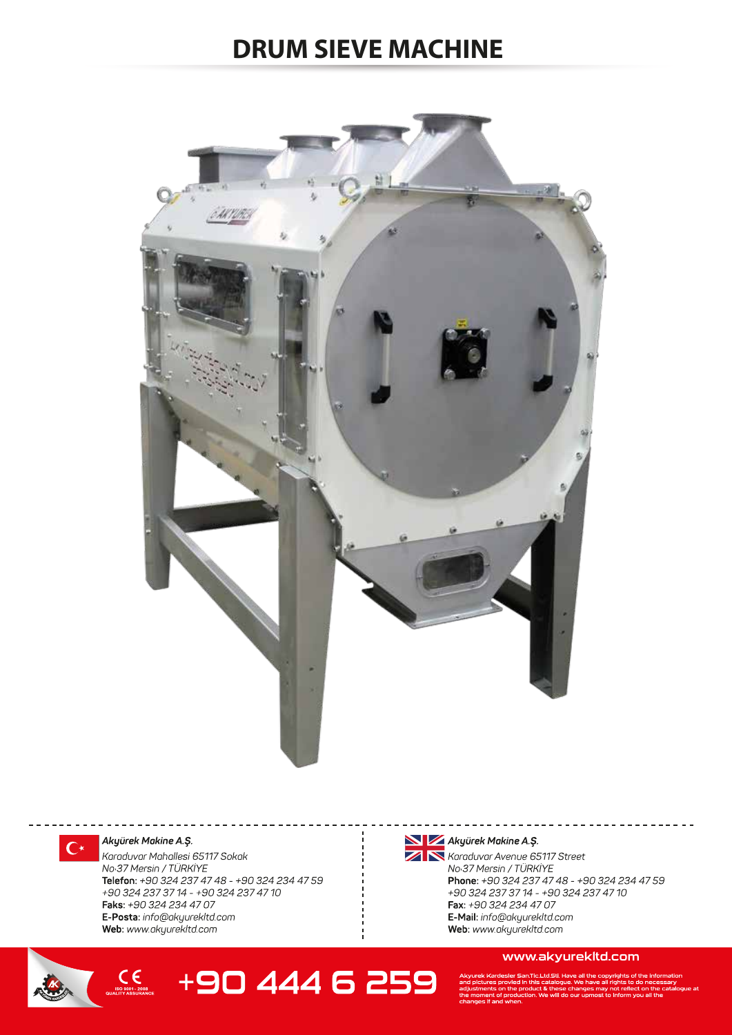# DRUM SIEVE MACHINE

***Akyürek Makine A.Ş.***
*Karaduvar Mahallesi 65117 Sokak*
*No:37 Mersin / TÜRKİYE*
**Telefon:** *+90 324 237 47 48 - +90 324 234 47 59*
*+90 324 237 37 14 - +90 324 237 47 10*
**Faks:** *+90 324 234 47 07*
**E-Posta:** *info@akyurekltd.com*
**Web:** *www.akyurekltd.com*

***Akyürek Makine A.Ş.***
*Karaduvar Avenue 65117 Street*
*No:37 Mersin / TÜRKİYE*
**Phone:** *+90 324 237 47 48 - +90 324 234 47 59*
*+90 324 237 37 14 - +90 324 237 47 10*
**Fax:** *+90 324 234 47 07*
**E-Mail:** *info@akyurekltd.com*
**Web:** *www.akyurekltd.com*

ISO 9001 : 2008 QUALITY ASSURANCE

+90 444 6 259

www.akyurekltd.com

Akyurek Kardesler San.Tic.Ltd.Sti. Have all the copyrights of the information and pictures provied in this catalogue. We have all rights to do necessary adjustments on the product & these changes may not reflect on the catalogue at the moment of production. We will do our upmost to inform you all the changes if and when.